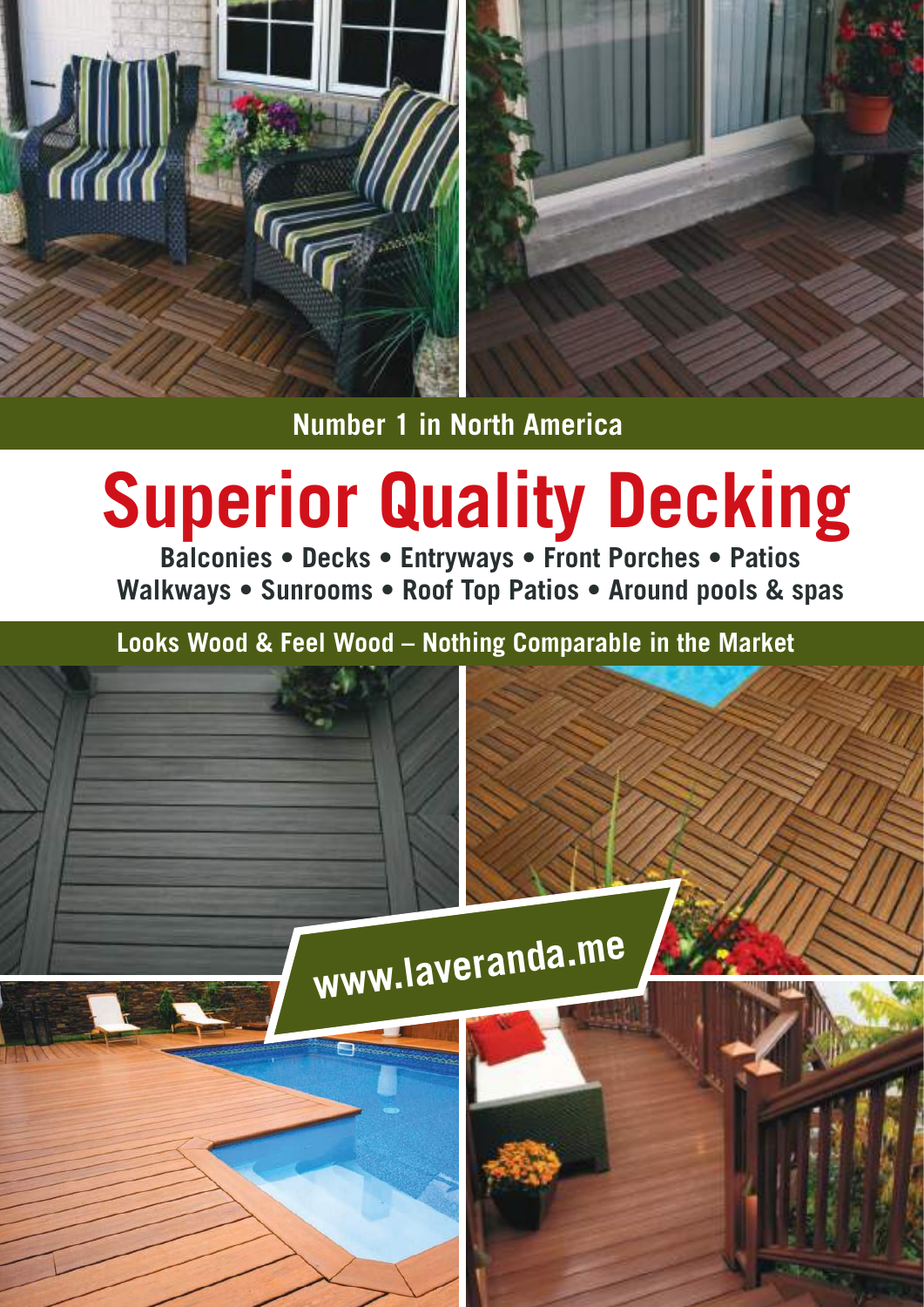**Number 1 in North America**

# Superior Quality Decking

**Balconies • Decks • Entryways • Front Porches • Patios**
**Walkways • Sunrooms • Roof Top Patios • Around pools & spas**

**Looks Wood & Feel Wood – Nothing Comparable in the Market**

**www.laveranda.me**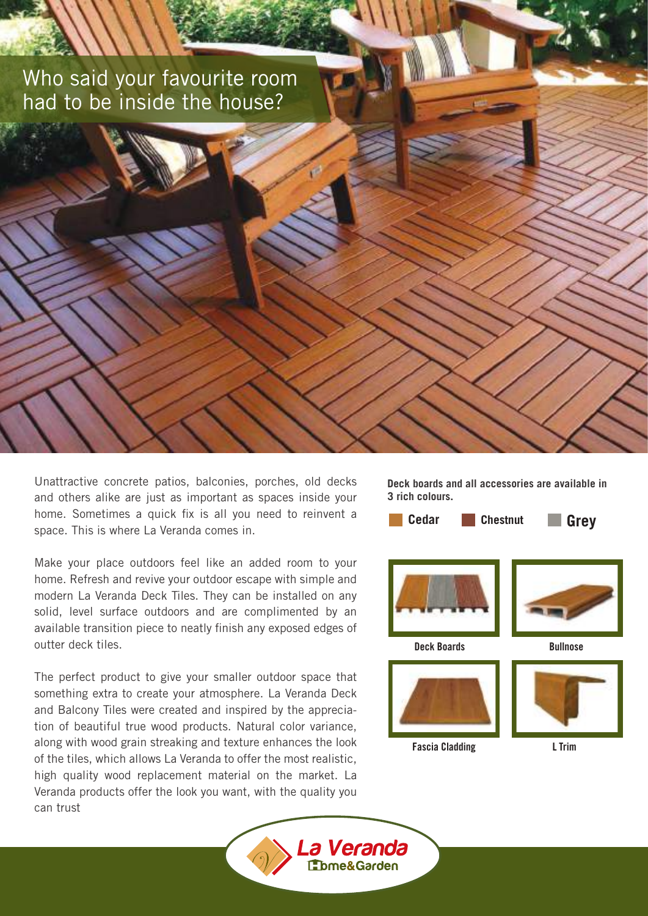# Who said your favourite room had to be inside the house?

Unattractive concrete patios, balconies, porches, old decks and others alike are just as important as spaces inside your home. Sometimes a quick fix is all you need to reinvent a space. This is where La Veranda comes in.

Make your place outdoors feel like an added room to your home. Refresh and revive your outdoor escape with simple and modern La Veranda Deck Tiles. They can be installed on any solid, level surface outdoors and are complimented by an available transition piece to neatly finish any exposed edges of outter deck tiles.

The perfect product to give your smaller outdoor space that something extra to create your atmosphere. La Veranda Deck and Balcony Tiles were created and inspired by the apprecia-tion of beautiful true wood products. Natural color variance, along with wood grain streaking and texture enhances the look of the tiles, which allows La Veranda to offer the most realistic, high quality wood replacement material on the market. La Veranda products offer the look you want, with the quality you can trust

**Deck boards and all accessories are available in 3 rich colours.**

**Cedar** **Chestnut** **Grey**

**Deck Boards**

**Bullnose**

**Fascia Cladding**

**L Trim**

La Veranda Home&Garden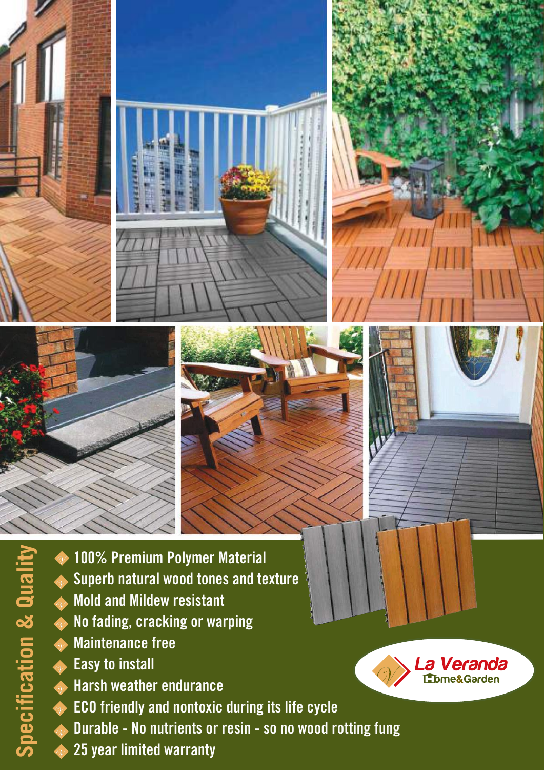## Specification & Quality

- 100% Premium Polymer Material
- Superb natural wood tones and texture
- Mold and Mildew resistant
- No fading, cracking or warping
- Maintenance free
- Easy to install
- Harsh weather endurance
- ECO friendly and nontoxic during its life cycle
- Durable - No nutrients or resin - so no wood rotting fung
- 25 year limited warranty

La Veranda Home&Garden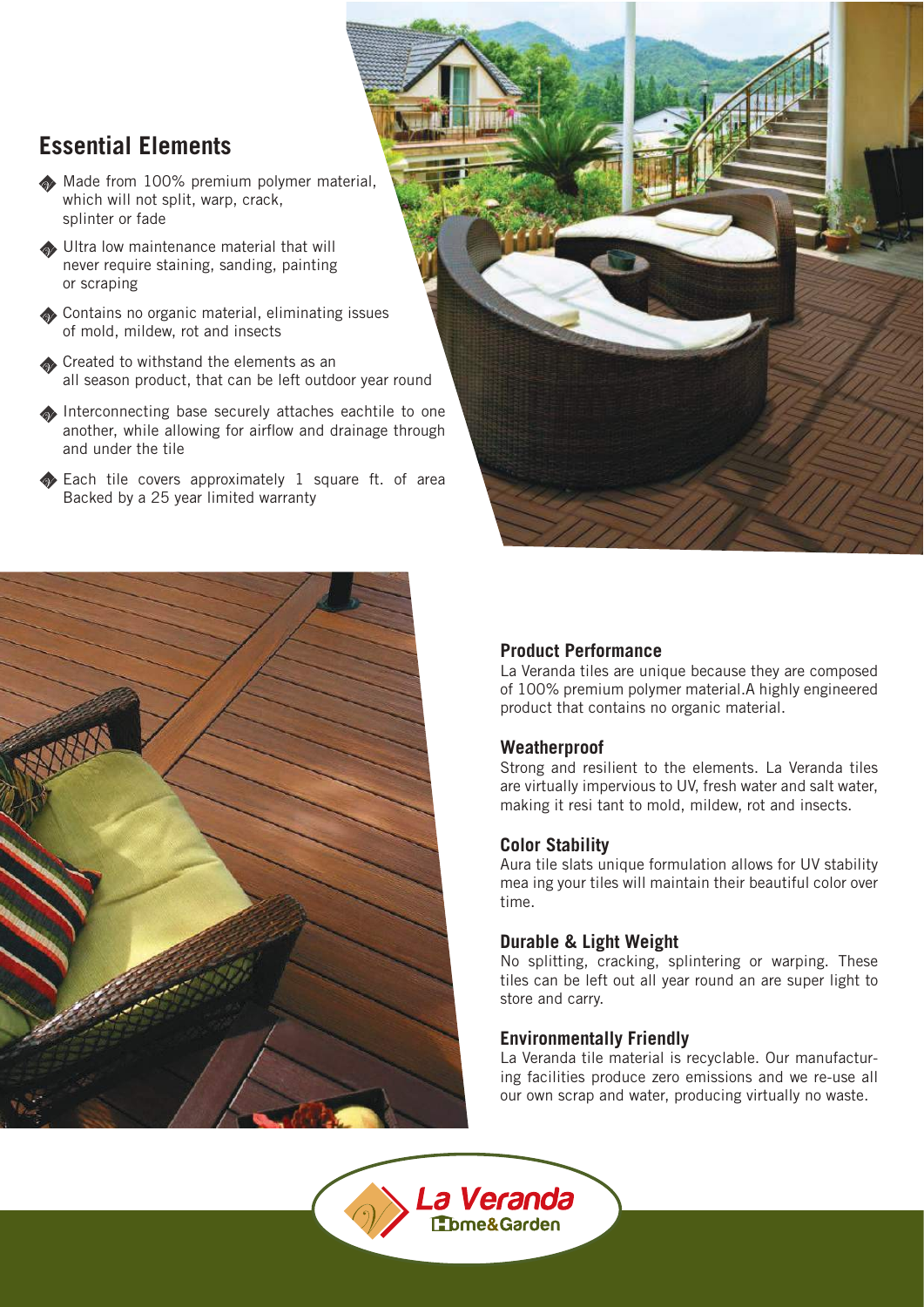## Essential Elements

- Made from 100% premium polymer material, which will not split, warp, crack, splinter or fade
- Ultra low maintenance material that will never require staining, sanding, painting or scraping
- Contains no organic material, eliminating issues of mold, mildew, rot and insects
- Created to withstand the elements as an all season product, that can be left outdoor year round
- Interconnecting base securely attaches eachtile to one another, while allowing for airflow and drainage through and under the tile
- Each tile covers approximately 1 square ft. of area Backed by a 25 year limited warranty

### Product Performance

La Veranda tiles are unique because they are composed of 100% premium polymer material.A highly engineered product that contains no organic material.

### Weatherproof

Strong and resilient to the elements. La Veranda tiles are virtually impervious to UV, fresh water and salt water, making it resi tant to mold, mildew, rot and insects.

### Color Stability

Aura tile slats unique formulation allows for UV stability mea ing your tiles will maintain their beautiful color over time.

### Durable & Light Weight

No splitting, cracking, splintering or warping. These tiles can be left out all year round an are super light to store and carry.

### Environmentally Friendly

La Veranda tile material is recyclable. Our manufacturing facilities produce zero emissions and we re-use all our own scrap and water, producing virtually no waste.

La Veranda Home&Garden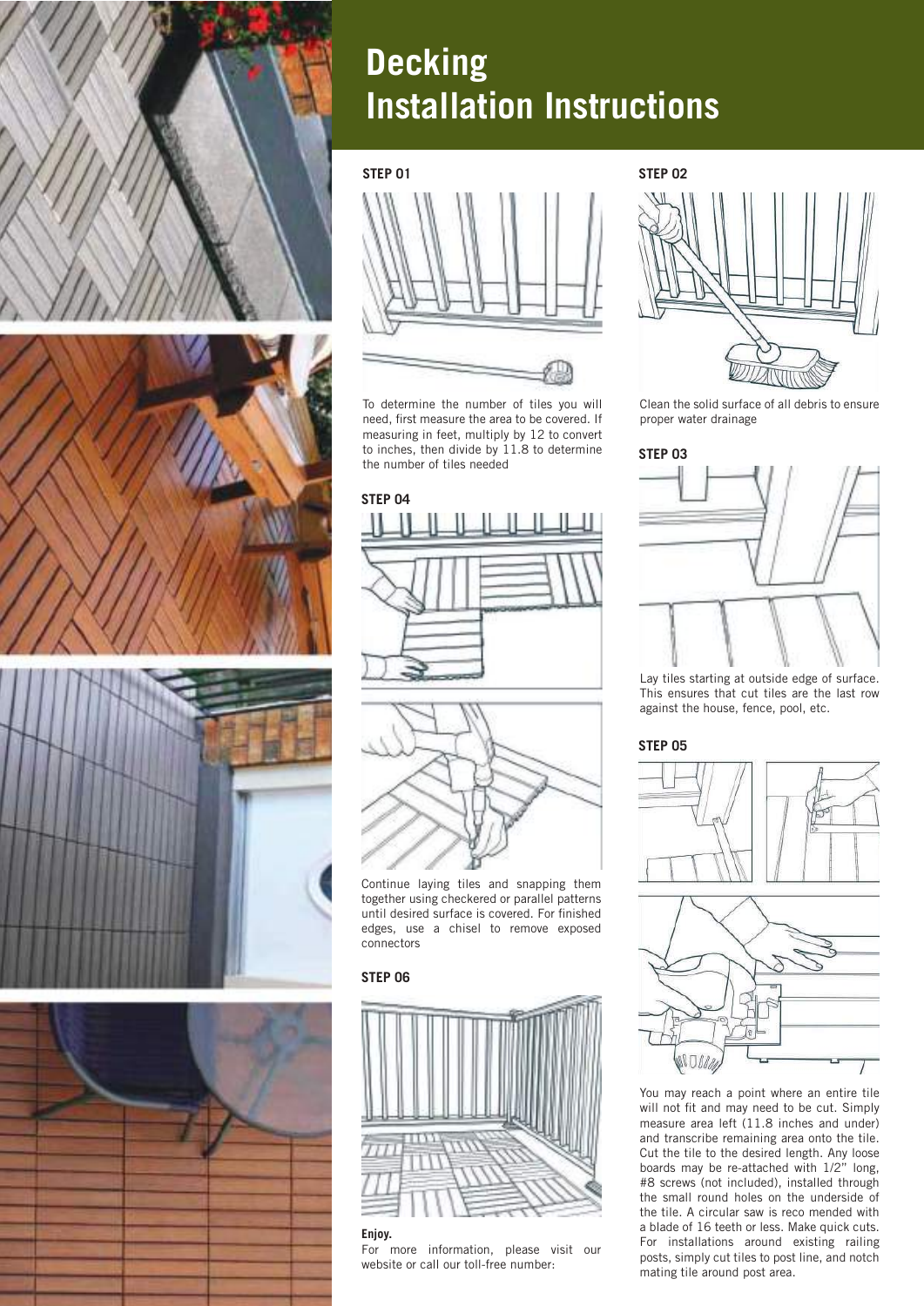# Decking Installation Instructions

### STEP 01

To determine the number of tiles you will need, first measure the area to be covered. If measuring in feet, multiply by 12 to convert to inches, then divide by 11.8 to determine the number of tiles needed

### STEP 02

Clean the solid surface of all debris to ensure proper water drainage

### STEP 03

Lay tiles starting at outside edge of surface. This ensures that cut tiles are the last row against the house, fence, pool, etc.

### STEP 04

Continue laying tiles and snapping them together using checkered or parallel patterns until desired surface is covered. For finished edges, use a chisel to remove exposed connectors

### STEP 05

You may reach a point where an entire tile will not fit and may need to be cut. Simply measure area left (11.8 inches and under) and transcribe remaining area onto the tile. Cut the tile to the desired length. Any loose boards may be re-attached with 1/2" long, #8 screws (not included), installed through the small round holes on the underside of the tile. A circular saw is reco mended with a blade of 16 teeth or less. Make quick cuts. For installations around existing railing posts, simply cut tiles to post line, and notch mating tile around post area.

### STEP 06

**Enjoy.**
For more information, please visit our website or call our toll-free number: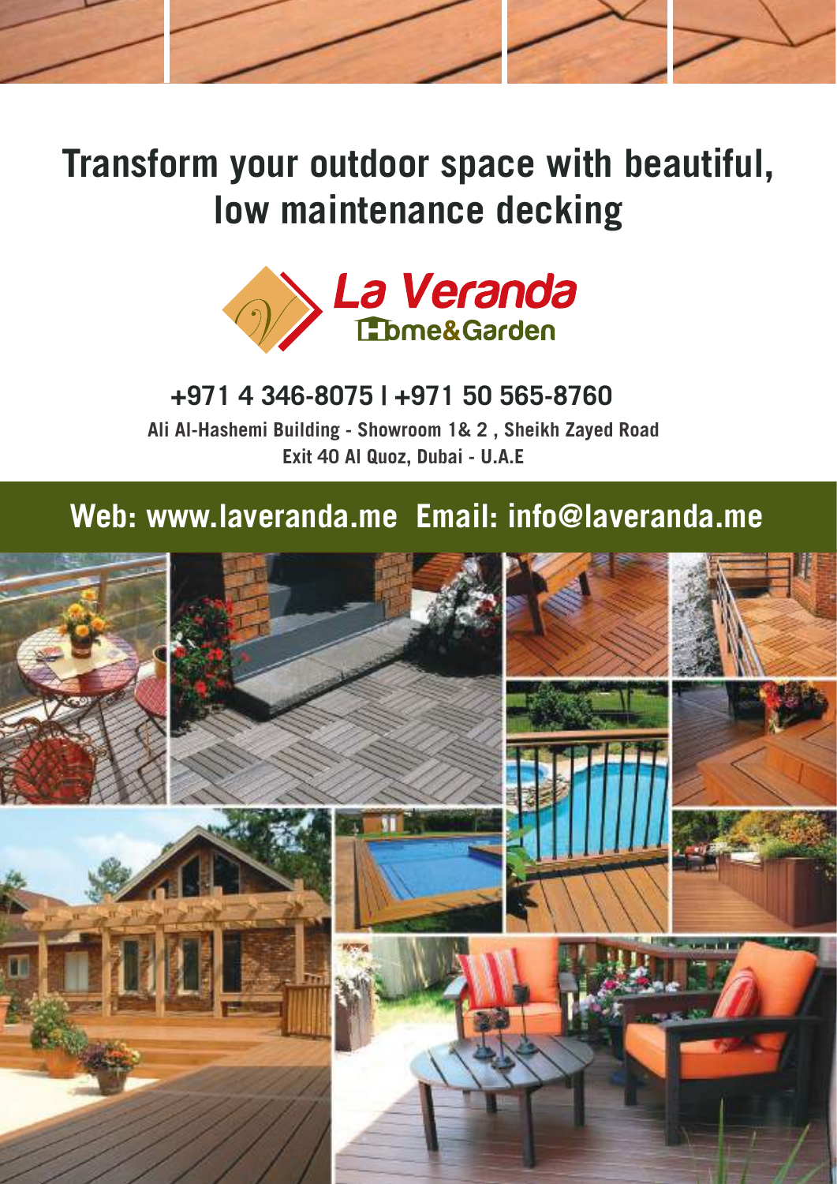# Transform your outdoor space with beautiful, low maintenance decking

La Veranda
Home&Garden

**+971 4 346-8075 I +971 50 565-8760**

**Ali Al-Hashemi Building - Showroom 1& 2 , Sheikh Zayed Road**
**Exit 40 Al Quoz, Dubai - U.A.E**

**Web: www.laveranda.me Email: info@laveranda.me**